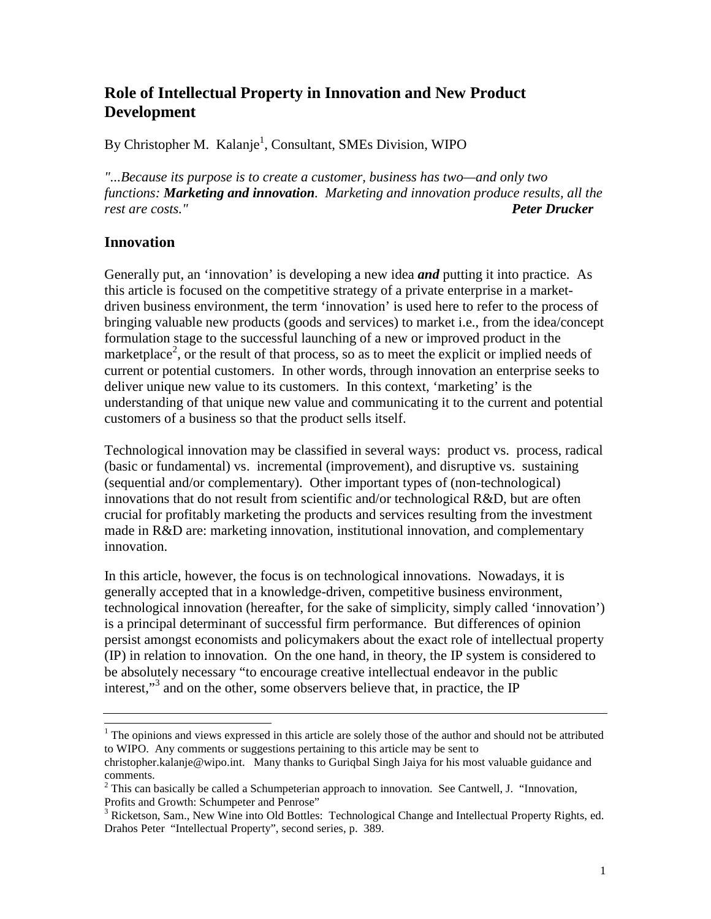# Role of Intellectual Property in Innovation and New Product Development

By Christopher M. Kalanje[1], Consultant, SMEs Division, WIPO

*"...Because its purpose is to create a customer, business has two—and only two functions: **Marketing and innovation**. Marketing and innovation produce results, all the rest are costs."* ***Peter Drucker***

## Innovation

Generally put, an 'innovation' is developing a new idea ***and*** putting it into practice. As this article is focused on the competitive strategy of a private enterprise in a market-driven business environment, the term 'innovation' is used here to refer to the process of bringing valuable new products (goods and services) to market i.e., from the idea/concept formulation stage to the successful launching of a new or improved product in the marketplace[2], or the result of that process, so as to meet the explicit or implied needs of current or potential customers. In other words, through innovation an enterprise seeks to deliver unique new value to its customers. In this context, 'marketing' is the understanding of that unique new value and communicating it to the current and potential customers of a business so that the product sells itself.

Technological innovation may be classified in several ways: product vs. process, radical (basic or fundamental) vs. incremental (improvement), and disruptive vs. sustaining (sequential and/or complementary). Other important types of (non-technological) innovations that do not result from scientific and/or technological R&D, but are often crucial for profitably marketing the products and services resulting from the investment made in R&D are: marketing innovation, institutional innovation, and complementary innovation.

In this article, however, the focus is on technological innovations. Nowadays, it is generally accepted that in a knowledge-driven, competitive business environment, technological innovation (hereafter, for the sake of simplicity, simply called 'innovation') is a principal determinant of successful firm performance. But differences of opinion persist amongst economists and policymakers about the exact role of intellectual property (IP) in relation to innovation. On the one hand, in theory, the IP system is considered to be absolutely necessary "to encourage creative intellectual endeavor in the public interest,"[3] and on the other, some observers believe that, in practice, the IP

---

[1] The opinions and views expressed in this article are solely those of the author and should not be attributed to WIPO. Any comments or suggestions pertaining to this article may be sent to christopher.kalanje@wipo.int. Many thanks to Guriqbal Singh Jaiya for his most valuable guidance and comments.

[2] This can basically be called a Schumpeterian approach to innovation. See Cantwell, J. "Innovation, Profits and Growth: Schumpeter and Penrose"

[3] Ricketson, Sam., New Wine into Old Bottles: Technological Change and Intellectual Property Rights, ed. Drahos Peter "Intellectual Property", second series, p. 389.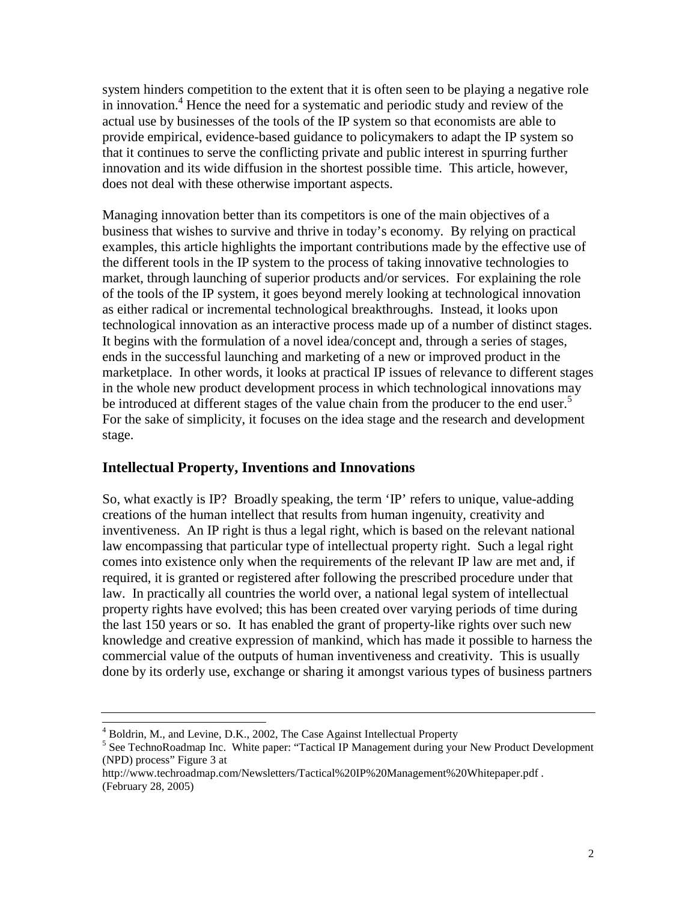system hinders competition to the extent that it is often seen to be playing a negative role in innovation.[4] Hence the need for a systematic and periodic study and review of the actual use by businesses of the tools of the IP system so that economists are able to provide empirical, evidence-based guidance to policymakers to adapt the IP system so that it continues to serve the conflicting private and public interest in spurring further innovation and its wide diffusion in the shortest possible time. This article, however, does not deal with these otherwise important aspects.

Managing innovation better than its competitors is one of the main objectives of a business that wishes to survive and thrive in today's economy. By relying on practical examples, this article highlights the important contributions made by the effective use of the different tools in the IP system to the process of taking innovative technologies to market, through launching of superior products and/or services. For explaining the role of the tools of the IP system, it goes beyond merely looking at technological innovation as either radical or incremental technological breakthroughs. Instead, it looks upon technological innovation as an interactive process made up of a number of distinct stages. It begins with the formulation of a novel idea/concept and, through a series of stages, ends in the successful launching and marketing of a new or improved product in the marketplace. In other words, it looks at practical IP issues of relevance to different stages in the whole new product development process in which technological innovations may be introduced at different stages of the value chain from the producer to the end user.[5] For the sake of simplicity, it focuses on the idea stage and the research and development stage.

## Intellectual Property, Inventions and Innovations

So, what exactly is IP? Broadly speaking, the term 'IP' refers to unique, value-adding creations of the human intellect that results from human ingenuity, creativity and inventiveness. An IP right is thus a legal right, which is based on the relevant national law encompassing that particular type of intellectual property right. Such a legal right comes into existence only when the requirements of the relevant IP law are met and, if required, it is granted or registered after following the prescribed procedure under that law. In practically all countries the world over, a national legal system of intellectual property rights have evolved; this has been created over varying periods of time during the last 150 years or so. It has enabled the grant of property-like rights over such new knowledge and creative expression of mankind, which has made it possible to harness the commercial value of the outputs of human inventiveness and creativity. This is usually done by its orderly use, exchange or sharing it amongst various types of business partners

---

[4] Boldrin, M., and Levine, D.K., 2002, The Case Against Intellectual Property

[5] See TechnoRoadmap Inc. White paper: "Tactical IP Management during your New Product Development (NPD) process" Figure 3 at http://www.techroadmap.com/Newsletters/Tactical%20IP%20Management%20Whitepaper.pdf . (February 28, 2005)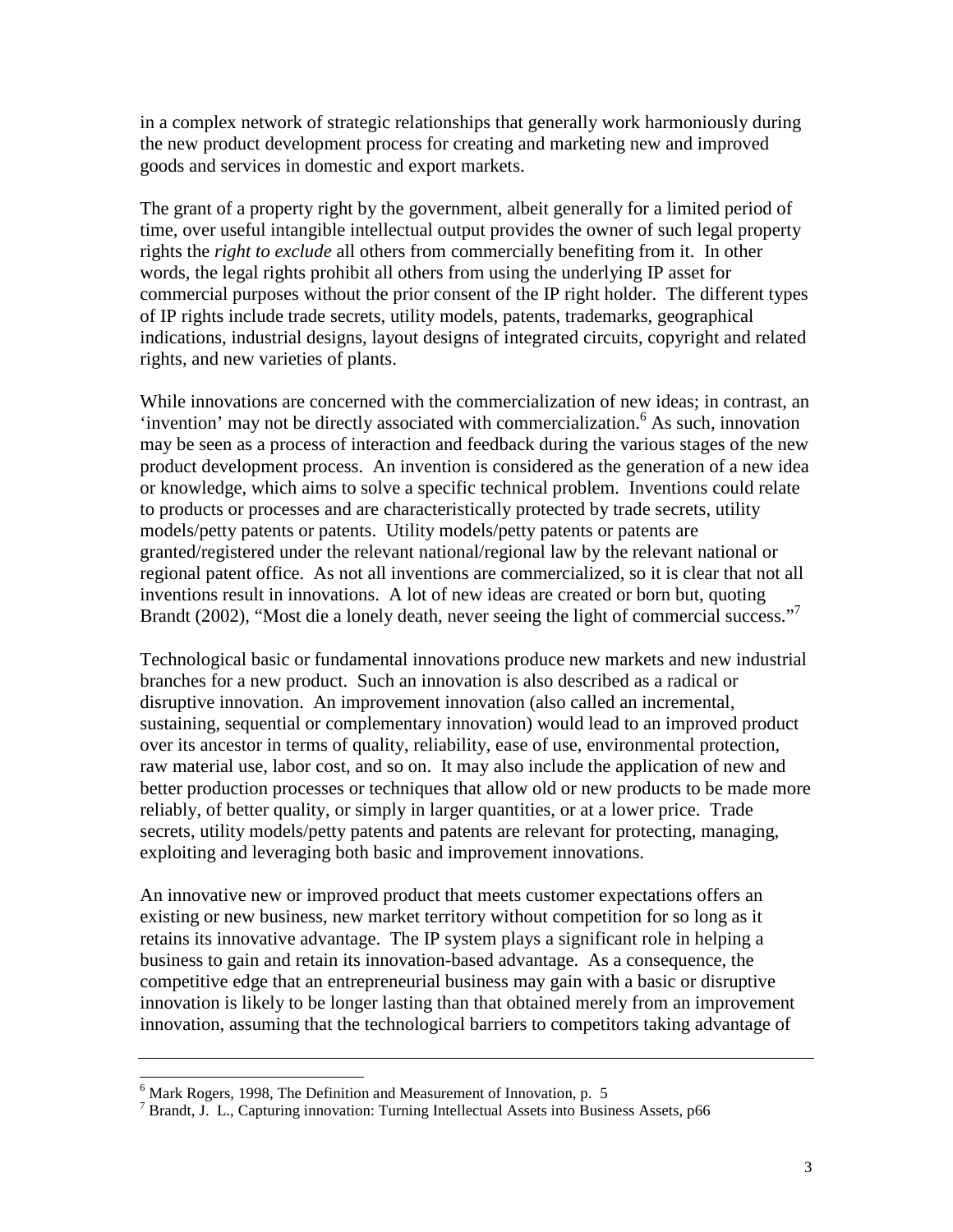in a complex network of strategic relationships that generally work harmoniously during the new product development process for creating and marketing new and improved goods and services in domestic and export markets.

The grant of a property right by the government, albeit generally for a limited period of time, over useful intangible intellectual output provides the owner of such legal property rights the *right to exclude* all others from commercially benefiting from it. In other words, the legal rights prohibit all others from using the underlying IP asset for commercial purposes without the prior consent of the IP right holder. The different types of IP rights include trade secrets, utility models, patents, trademarks, geographical indications, industrial designs, layout designs of integrated circuits, copyright and related rights, and new varieties of plants.

While innovations are concerned with the commercialization of new ideas; in contrast, an 'invention' may not be directly associated with commercialization.[6] As such, innovation may be seen as a process of interaction and feedback during the various stages of the new product development process. An invention is considered as the generation of a new idea or knowledge, which aims to solve a specific technical problem. Inventions could relate to products or processes and are characteristically protected by trade secrets, utility models/petty patents or patents. Utility models/petty patents or patents are granted/registered under the relevant national/regional law by the relevant national or regional patent office. As not all inventions are commercialized, so it is clear that not all inventions result in innovations. A lot of new ideas are created or born but, quoting Brandt (2002), "Most die a lonely death, never seeing the light of commercial success."[7]

Technological basic or fundamental innovations produce new markets and new industrial branches for a new product. Such an innovation is also described as a radical or disruptive innovation. An improvement innovation (also called an incremental, sustaining, sequential or complementary innovation) would lead to an improved product over its ancestor in terms of quality, reliability, ease of use, environmental protection, raw material use, labor cost, and so on. It may also include the application of new and better production processes or techniques that allow old or new products to be made more reliably, of better quality, or simply in larger quantities, or at a lower price. Trade secrets, utility models/petty patents and patents are relevant for protecting, managing, exploiting and leveraging both basic and improvement innovations.

An innovative new or improved product that meets customer expectations offers an existing or new business, new market territory without competition for so long as it retains its innovative advantage. The IP system plays a significant role in helping a business to gain and retain its innovation-based advantage. As a consequence, the competitive edge that an entrepreneurial business may gain with a basic or disruptive innovation is likely to be longer lasting than that obtained merely from an improvement innovation, assuming that the technological barriers to competitors taking advantage of

---

[6] Mark Rogers, 1998, The Definition and Measurement of Innovation, p. 5

[7] Brandt, J. L., Capturing innovation: Turning Intellectual Assets into Business Assets, p66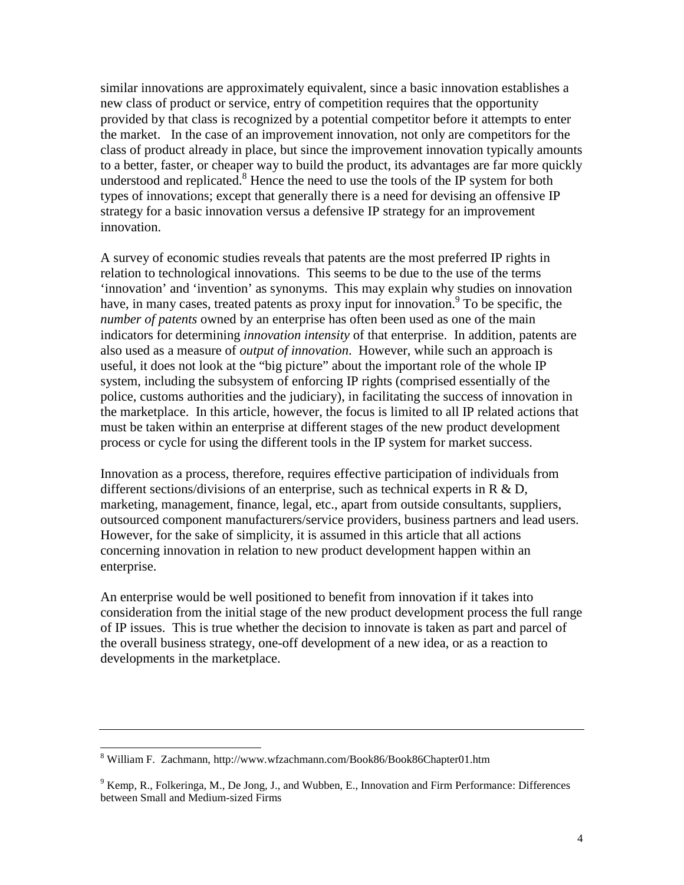similar innovations are approximately equivalent, since a basic innovation establishes a new class of product or service, entry of competition requires that the opportunity provided by that class is recognized by a potential competitor before it attempts to enter the market. In the case of an improvement innovation, not only are competitors for the class of product already in place, but since the improvement innovation typically amounts to a better, faster, or cheaper way to build the product, its advantages are far more quickly understood and replicated.[8] Hence the need to use the tools of the IP system for both types of innovations; except that generally there is a need for devising an offensive IP strategy for a basic innovation versus a defensive IP strategy for an improvement innovation.

A survey of economic studies reveals that patents are the most preferred IP rights in relation to technological innovations. This seems to be due to the use of the terms 'innovation' and 'invention' as synonyms. This may explain why studies on innovation have, in many cases, treated patents as proxy input for innovation.[9] To be specific, the *number of patents* owned by an enterprise has often been used as one of the main indicators for determining *innovation intensity* of that enterprise. In addition, patents are also used as a measure of *output of innovation*. However, while such an approach is useful, it does not look at the "big picture" about the important role of the whole IP system, including the subsystem of enforcing IP rights (comprised essentially of the police, customs authorities and the judiciary), in facilitating the success of innovation in the marketplace. In this article, however, the focus is limited to all IP related actions that must be taken within an enterprise at different stages of the new product development process or cycle for using the different tools in the IP system for market success.

Innovation as a process, therefore, requires effective participation of individuals from different sections/divisions of an enterprise, such as technical experts in R & D, marketing, management, finance, legal, etc., apart from outside consultants, suppliers, outsourced component manufacturers/service providers, business partners and lead users. However, for the sake of simplicity, it is assumed in this article that all actions concerning innovation in relation to new product development happen within an enterprise.

An enterprise would be well positioned to benefit from innovation if it takes into consideration from the initial stage of the new product development process the full range of IP issues. This is true whether the decision to innovate is taken as part and parcel of the overall business strategy, one-off development of a new idea, or as a reaction to developments in the marketplace.

---

[8] William F. Zachmann, http://www.wfzachmann.com/Book86/Book86Chapter01.htm

[9] Kemp, R., Folkeringa, M., De Jong, J., and Wubben, E., Innovation and Firm Performance: Differences between Small and Medium-sized Firms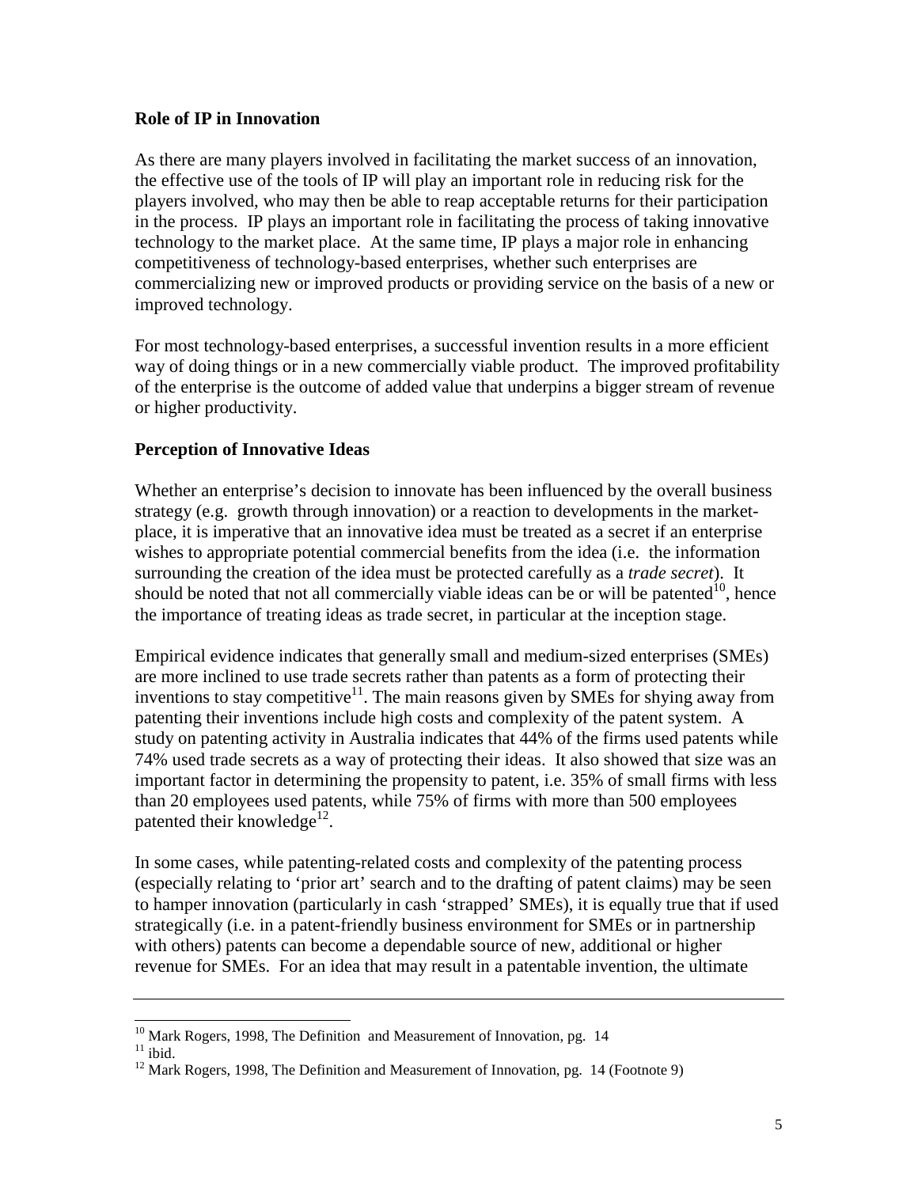### Role of IP in Innovation

As there are many players involved in facilitating the market success of an innovation, the effective use of the tools of IP will play an important role in reducing risk for the players involved, who may then be able to reap acceptable returns for their participation in the process. IP plays an important role in facilitating the process of taking innovative technology to the market place. At the same time, IP plays a major role in enhancing competitiveness of technology-based enterprises, whether such enterprises are commercializing new or improved products or providing service on the basis of a new or improved technology.

For most technology-based enterprises, a successful invention results in a more efficient way of doing things or in a new commercially viable product. The improved profitability of the enterprise is the outcome of added value that underpins a bigger stream of revenue or higher productivity.

### Perception of Innovative Ideas

Whether an enterprise's decision to innovate has been influenced by the overall business strategy (e.g. growth through innovation) or a reaction to developments in the market-place, it is imperative that an innovative idea must be treated as a secret if an enterprise wishes to appropriate potential commercial benefits from the idea (i.e. the information surrounding the creation of the idea must be protected carefully as a *trade secret*). It should be noted that not all commercially viable ideas can be or will be patented[10], hence the importance of treating ideas as trade secret, in particular at the inception stage.

Empirical evidence indicates that generally small and medium-sized enterprises (SMEs) are more inclined to use trade secrets rather than patents as a form of protecting their inventions to stay competitive[11]. The main reasons given by SMEs for shying away from patenting their inventions include high costs and complexity of the patent system. A study on patenting activity in Australia indicates that 44% of the firms used patents while 74% used trade secrets as a way of protecting their ideas. It also showed that size was an important factor in determining the propensity to patent, i.e. 35% of small firms with less than 20 employees used patents, while 75% of firms with more than 500 employees patented their knowledge[12].

In some cases, while patenting-related costs and complexity of the patenting process (especially relating to 'prior art' search and to the drafting of patent claims) may be seen to hamper innovation (particularly in cash 'strapped' SMEs), it is equally true that if used strategically (i.e. in a patent-friendly business environment for SMEs or in partnership with others) patents can become a dependable source of new, additional or higher revenue for SMEs. For an idea that may result in a patentable invention, the ultimate

---

[10] Mark Rogers, 1998, The Definition and Measurement of Innovation, pg. 14

[11] ibid.

[12] Mark Rogers, 1998, The Definition and Measurement of Innovation, pg. 14 (Footnote 9)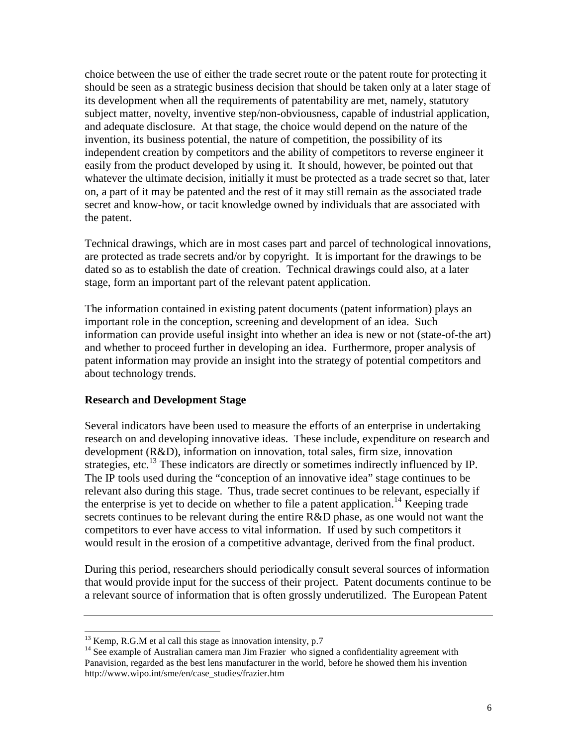choice between the use of either the trade secret route or the patent route for protecting it should be seen as a strategic business decision that should be taken only at a later stage of its development when all the requirements of patentability are met, namely, statutory subject matter, novelty, inventive step/non-obviousness, capable of industrial application, and adequate disclosure. At that stage, the choice would depend on the nature of the invention, its business potential, the nature of competition, the possibility of its independent creation by competitors and the ability of competitors to reverse engineer it easily from the product developed by using it. It should, however, be pointed out that whatever the ultimate decision, initially it must be protected as a trade secret so that, later on, a part of it may be patented and the rest of it may still remain as the associated trade secret and know-how, or tacit knowledge owned by individuals that are associated with the patent.

Technical drawings, which are in most cases part and parcel of technological innovations, are protected as trade secrets and/or by copyright. It is important for the drawings to be dated so as to establish the date of creation. Technical drawings could also, at a later stage, form an important part of the relevant patent application.

The information contained in existing patent documents (patent information) plays an important role in the conception, screening and development of an idea. Such information can provide useful insight into whether an idea is new or not (state-of-the art) and whether to proceed further in developing an idea. Furthermore, proper analysis of patent information may provide an insight into the strategy of potential competitors and about technology trends.

### Research and Development Stage

Several indicators have been used to measure the efforts of an enterprise in undertaking research on and developing innovative ideas. These include, expenditure on research and development (R&D), information on innovation, total sales, firm size, innovation strategies, etc.[13] These indicators are directly or sometimes indirectly influenced by IP. The IP tools used during the "conception of an innovative idea" stage continues to be relevant also during this stage. Thus, trade secret continues to be relevant, especially if the enterprise is yet to decide on whether to file a patent application.[14] Keeping trade secrets continues to be relevant during the entire R&D phase, as one would not want the competitors to ever have access to vital information. If used by such competitors it would result in the erosion of a competitive advantage, derived from the final product.

During this period, researchers should periodically consult several sources of information that would provide input for the success of their project. Patent documents continue to be a relevant source of information that is often grossly underutilized. The European Patent

---

[13] Kemp, R.G.M et al call this stage as innovation intensity, p.7

[14] See example of Australian camera man Jim Frazier who signed a confidentiality agreement with Panavision, regarded as the best lens manufacturer in the world, before he showed them his invention http://www.wipo.int/sme/en/case_studies/frazier.htm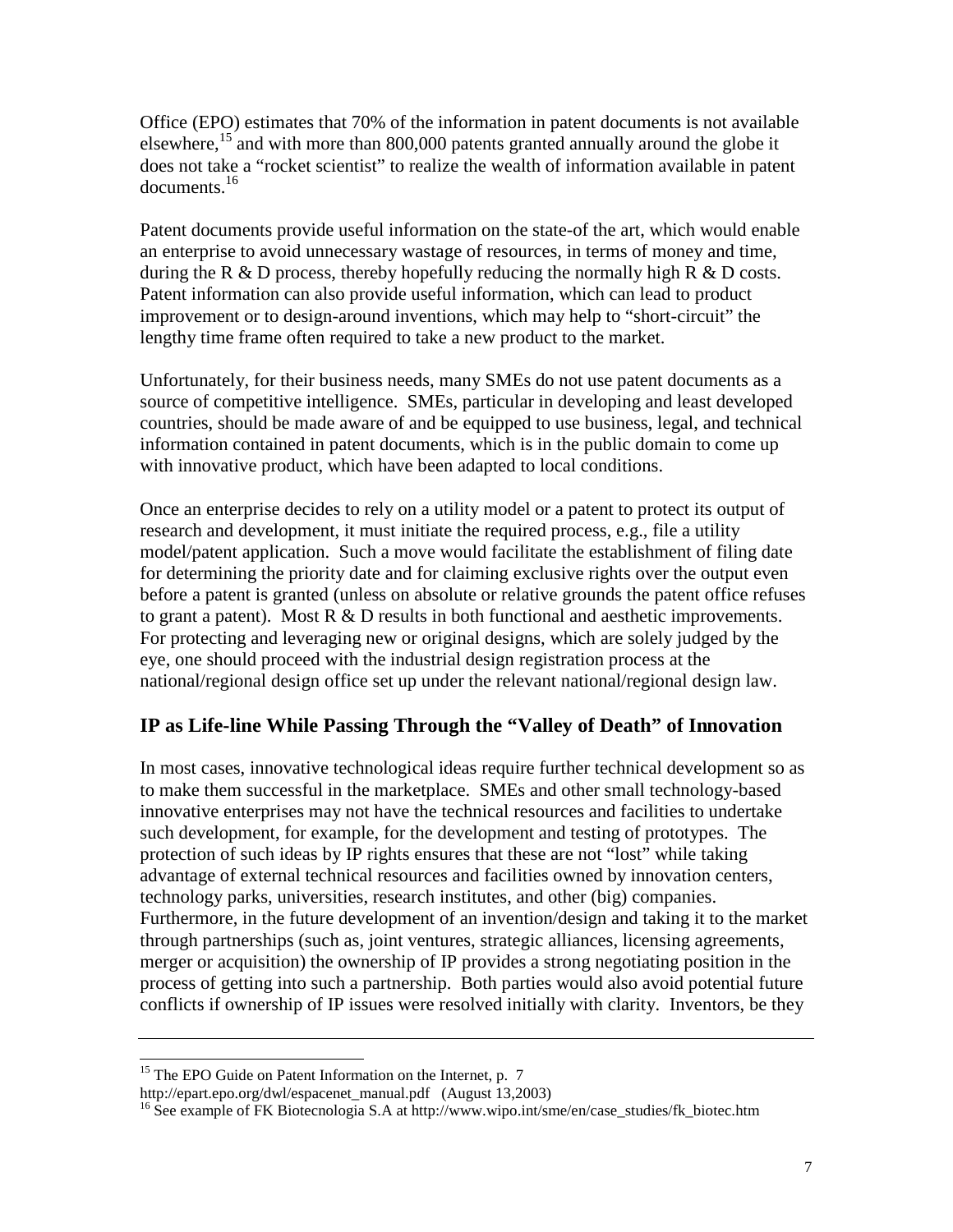Office (EPO) estimates that 70% of the information in patent documents is not available elsewhere,[15] and with more than 800,000 patents granted annually around the globe it does not take a "rocket scientist" to realize the wealth of information available in patent documents.[16]

Patent documents provide useful information on the state-of the art, which would enable an enterprise to avoid unnecessary wastage of resources, in terms of money and time, during the R & D process, thereby hopefully reducing the normally high R & D costs. Patent information can also provide useful information, which can lead to product improvement or to design-around inventions, which may help to "short-circuit" the lengthy time frame often required to take a new product to the market.

Unfortunately, for their business needs, many SMEs do not use patent documents as a source of competitive intelligence. SMEs, particular in developing and least developed countries, should be made aware of and be equipped to use business, legal, and technical information contained in patent documents, which is in the public domain to come up with innovative product, which have been adapted to local conditions.

Once an enterprise decides to rely on a utility model or a patent to protect its output of research and development, it must initiate the required process, e.g., file a utility model/patent application. Such a move would facilitate the establishment of filing date for determining the priority date and for claiming exclusive rights over the output even before a patent is granted (unless on absolute or relative grounds the patent office refuses to grant a patent). Most R & D results in both functional and aesthetic improvements. For protecting and leveraging new or original designs, which are solely judged by the eye, one should proceed with the industrial design registration process at the national/regional design office set up under the relevant national/regional design law.

## IP as Life-line While Passing Through the "Valley of Death" of Innovation

In most cases, innovative technological ideas require further technical development so as to make them successful in the marketplace. SMEs and other small technology-based innovative enterprises may not have the technical resources and facilities to undertake such development, for example, for the development and testing of prototypes. The protection of such ideas by IP rights ensures that these are not "lost" while taking advantage of external technical resources and facilities owned by innovation centers, technology parks, universities, research institutes, and other (big) companies. Furthermore, in the future development of an invention/design and taking it to the market through partnerships (such as, joint ventures, strategic alliances, licensing agreements, merger or acquisition) the ownership of IP provides a strong negotiating position in the process of getting into such a partnership. Both parties would also avoid potential future conflicts if ownership of IP issues were resolved initially with clarity. Inventors, be they

---

[15] The EPO Guide on Patent Information on the Internet, p. 7 http://epart.epo.org/dwl/espacenet_manual.pdf (August 13,2003)

[16] See example of FK Biotecnologia S.A at http://www.wipo.int/sme/en/case_studies/fk_biotec.htm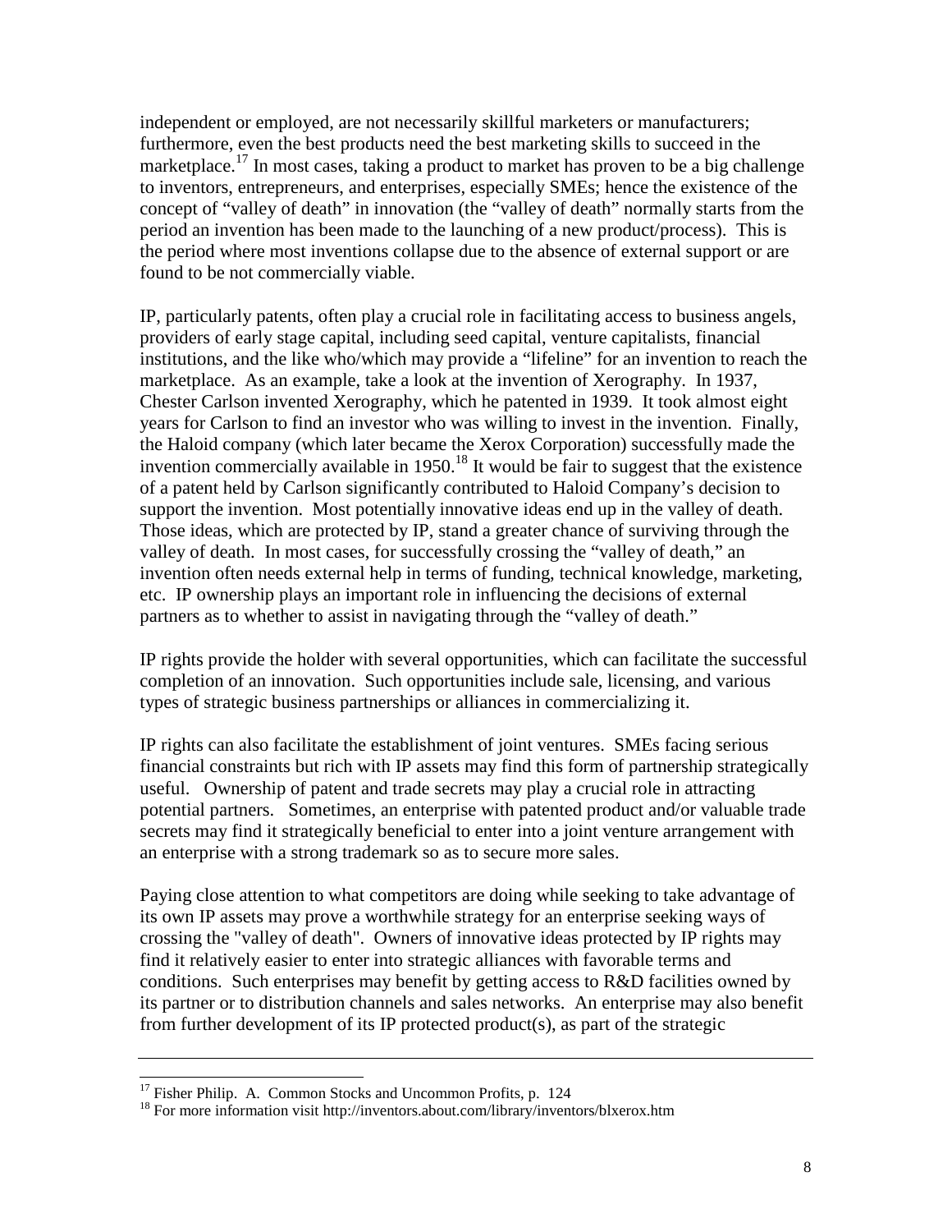independent or employed, are not necessarily skillful marketers or manufacturers; furthermore, even the best products need the best marketing skills to succeed in the marketplace.[17] In most cases, taking a product to market has proven to be a big challenge to inventors, entrepreneurs, and enterprises, especially SMEs; hence the existence of the concept of "valley of death" in innovation (the "valley of death" normally starts from the period an invention has been made to the launching of a new product/process). This is the period where most inventions collapse due to the absence of external support or are found to be not commercially viable.

IP, particularly patents, often play a crucial role in facilitating access to business angels, providers of early stage capital, including seed capital, venture capitalists, financial institutions, and the like who/which may provide a "lifeline" for an invention to reach the marketplace. As an example, take a look at the invention of Xerography. In 1937, Chester Carlson invented Xerography, which he patented in 1939. It took almost eight years for Carlson to find an investor who was willing to invest in the invention. Finally, the Haloid company (which later became the Xerox Corporation) successfully made the invention commercially available in 1950.[18] It would be fair to suggest that the existence of a patent held by Carlson significantly contributed to Haloid Company's decision to support the invention. Most potentially innovative ideas end up in the valley of death. Those ideas, which are protected by IP, stand a greater chance of surviving through the valley of death. In most cases, for successfully crossing the "valley of death," an invention often needs external help in terms of funding, technical knowledge, marketing, etc. IP ownership plays an important role in influencing the decisions of external partners as to whether to assist in navigating through the "valley of death."

IP rights provide the holder with several opportunities, which can facilitate the successful completion of an innovation. Such opportunities include sale, licensing, and various types of strategic business partnerships or alliances in commercializing it.

IP rights can also facilitate the establishment of joint ventures. SMEs facing serious financial constraints but rich with IP assets may find this form of partnership strategically useful. Ownership of patent and trade secrets may play a crucial role in attracting potential partners. Sometimes, an enterprise with patented product and/or valuable trade secrets may find it strategically beneficial to enter into a joint venture arrangement with an enterprise with a strong trademark so as to secure more sales.

Paying close attention to what competitors are doing while seeking to take advantage of its own IP assets may prove a worthwhile strategy for an enterprise seeking ways of crossing the "valley of death". Owners of innovative ideas protected by IP rights may find it relatively easier to enter into strategic alliances with favorable terms and conditions. Such enterprises may benefit by getting access to R&D facilities owned by its partner or to distribution channels and sales networks. An enterprise may also benefit from further development of its IP protected product(s), as part of the strategic

---

[17] Fisher Philip. A. Common Stocks and Uncommon Profits, p. 124

[18] For more information visit http://inventors.about.com/library/inventors/blxerox.htm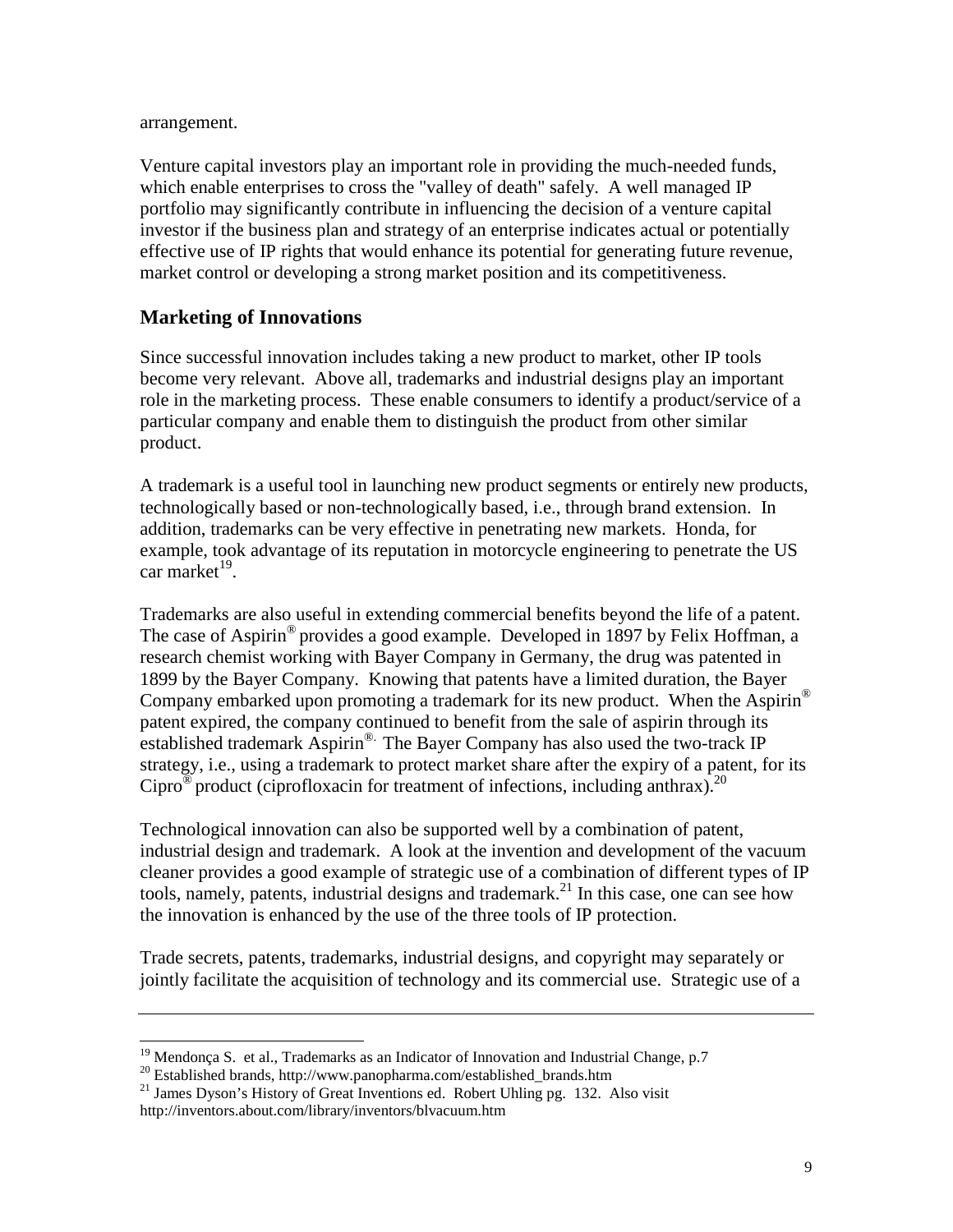arrangement.

Venture capital investors play an important role in providing the much-needed funds, which enable enterprises to cross the "valley of death" safely. A well managed IP portfolio may significantly contribute in influencing the decision of a venture capital investor if the business plan and strategy of an enterprise indicates actual or potentially effective use of IP rights that would enhance its potential for generating future revenue, market control or developing a strong market position and its competitiveness.

## Marketing of Innovations

Since successful innovation includes taking a new product to market, other IP tools become very relevant. Above all, trademarks and industrial designs play an important role in the marketing process. These enable consumers to identify a product/service of a particular company and enable them to distinguish the product from other similar product.

A trademark is a useful tool in launching new product segments or entirely new products, technologically based or non-technologically based, i.e., through brand extension. In addition, trademarks can be very effective in penetrating new markets. Honda, for example, took advantage of its reputation in motorcycle engineering to penetrate the US car market[19].

Trademarks are also useful in extending commercial benefits beyond the life of a patent. The case of Aspirin® provides a good example. Developed in 1897 by Felix Hoffman, a research chemist working with Bayer Company in Germany, the drug was patented in 1899 by the Bayer Company. Knowing that patents have a limited duration, the Bayer Company embarked upon promoting a trademark for its new product. When the Aspirin® patent expired, the company continued to benefit from the sale of aspirin through its established trademark Aspirin®. The Bayer Company has also used the two-track IP strategy, i.e., using a trademark to protect market share after the expiry of a patent, for its Cipro® product (ciprofloxacin for treatment of infections, including anthrax).[20]

Technological innovation can also be supported well by a combination of patent, industrial design and trademark. A look at the invention and development of the vacuum cleaner provides a good example of strategic use of a combination of different types of IP tools, namely, patents, industrial designs and trademark.[21] In this case, one can see how the innovation is enhanced by the use of the three tools of IP protection.

Trade secrets, patents, trademarks, industrial designs, and copyright may separately or jointly facilitate the acquisition of technology and its commercial use. Strategic use of a

---

[19] Mendonça S. et al., Trademarks as an Indicator of Innovation and Industrial Change, p.7

[20] Established brands, http://www.panopharma.com/established_brands.htm

[21] James Dyson's History of Great Inventions ed. Robert Uhling pg. 132. Also visit http://inventors.about.com/library/inventors/blvacuum.htm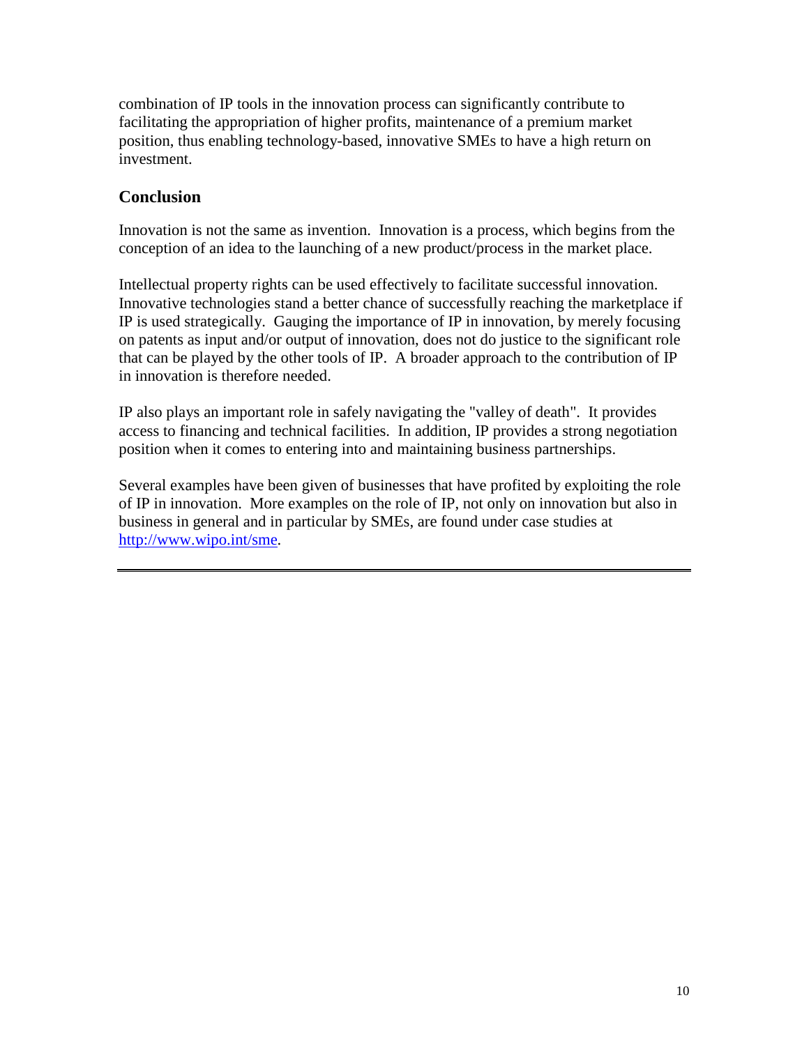combination of IP tools in the innovation process can significantly contribute to facilitating the appropriation of higher profits, maintenance of a premium market position, thus enabling technology-based, innovative SMEs to have a high return on investment.

## Conclusion

Innovation is not the same as invention. Innovation is a process, which begins from the conception of an idea to the launching of a new product/process in the market place.

Intellectual property rights can be used effectively to facilitate successful innovation. Innovative technologies stand a better chance of successfully reaching the marketplace if IP is used strategically. Gauging the importance of IP in innovation, by merely focusing on patents as input and/or output of innovation, does not do justice to the significant role that can be played by the other tools of IP. A broader approach to the contribution of IP in innovation is therefore needed.

IP also plays an important role in safely navigating the "valley of death". It provides access to financing and technical facilities. In addition, IP provides a strong negotiation position when it comes to entering into and maintaining business partnerships.

Several examples have been given of businesses that have profited by exploiting the role of IP in innovation. More examples on the role of IP, not only on innovation but also in business in general and in particular by SMEs, are found under case studies at http://www.wipo.int/sme.

---